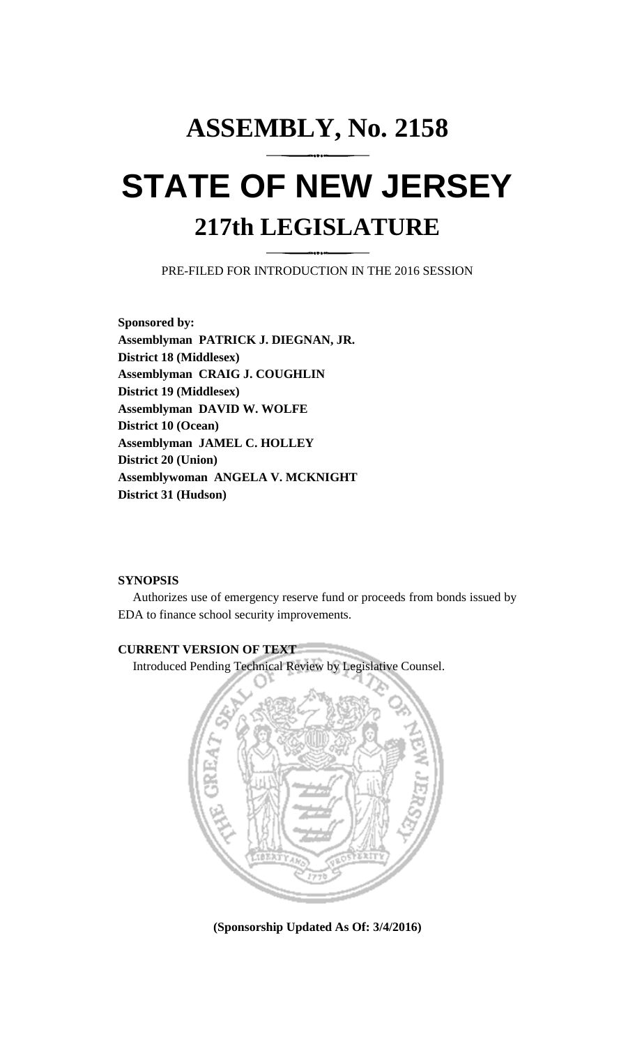# ASSEMBLY, No. 2158

# STATE OF NEW JERSEY

## 217th LEGISLATURE

PRE-FILED FOR INTRODUCTION IN THE 2016 SESSION

**Sponsored by:**
**Assemblyman PATRICK J. DIEGNAN, JR.**
**District 18 (Middlesex)**
**Assemblyman CRAIG J. COUGHLIN**
**District 19 (Middlesex)**
**Assemblyman DAVID W. WOLFE**
**District 10 (Ocean)**
**Assemblyman JAMEL C. HOLLEY**
**District 20 (Union)**
**Assemblywoman ANGELA V. MCKNIGHT**
**District 31 (Hudson)**

**SYNOPSIS**

Authorizes use of emergency reserve fund or proceeds from bonds issued by EDA to finance school security improvements.

**CURRENT VERSION OF TEXT**

Introduced Pending Technical Review by Legislative Counsel.

**(Sponsorship Updated As Of: 3/4/2016)**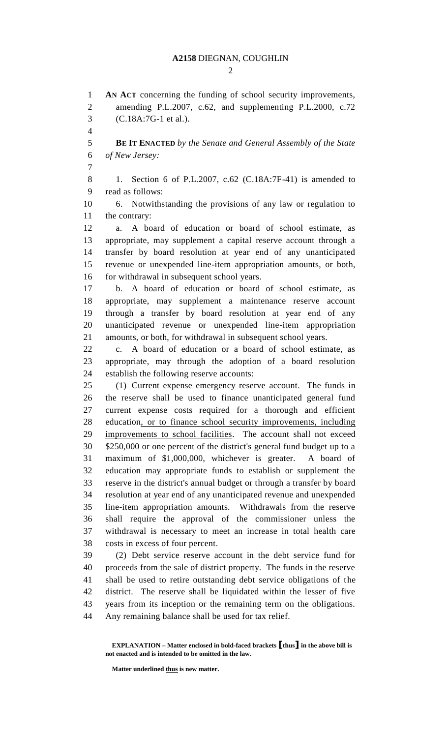**AN ACT** concerning the funding of school security improvements, amending P.L.2007, c.62, and supplementing P.L.2000, c.72 (C.18A:7G-1 et al.).

**BE IT ENACTED** *by the Senate and General Assembly of the State of New Jersey:*

1. Section 6 of P.L.2007, c.62 (C.18A:7F-41) is amended to read as follows:

6. Notwithstanding the provisions of any law or regulation to the contrary:

a. A board of education or board of school estimate, as appropriate, may supplement a capital reserve account through a transfer by board resolution at year end of any unanticipated revenue or unexpended line-item appropriation amounts, or both, for withdrawal in subsequent school years.

b. A board of education or board of school estimate, as appropriate, may supplement a maintenance reserve account through a transfer by board resolution at year end of any unanticipated revenue or unexpended line-item appropriation amounts, or both, for withdrawal in subsequent school years.

c. A board of education or a board of school estimate, as appropriate, may through the adoption of a board resolution establish the following reserve accounts:

(1) Current expense emergency reserve account. The funds in the reserve shall be used to finance unanticipated general fund current expense costs required for a thorough and efficient education, or to finance school security improvements, including improvements to school facilities. The account shall not exceed \$250,000 or one percent of the district's general fund budget up to a maximum of \$1,000,000, whichever is greater. A board of education may appropriate funds to establish or supplement the reserve in the district's annual budget or through a transfer by board resolution at year end of any unanticipated revenue and unexpended line-item appropriation amounts. Withdrawals from the reserve shall require the approval of the commissioner unless the withdrawal is necessary to meet an increase in total health care costs in excess of four percent.

(2) Debt service reserve account in the debt service fund for proceeds from the sale of district property. The funds in the reserve shall be used to retire outstanding debt service obligations of the district. The reserve shall be liquidated within the lesser of five years from its inception or the remaining term on the obligations. Any remaining balance shall be used for tax relief.

**EXPLANATION – Matter enclosed in bold-faced brackets [thus] in the above bill is not enacted and is intended to be omitted in the law.**

**Matter underlined thus is new matter.**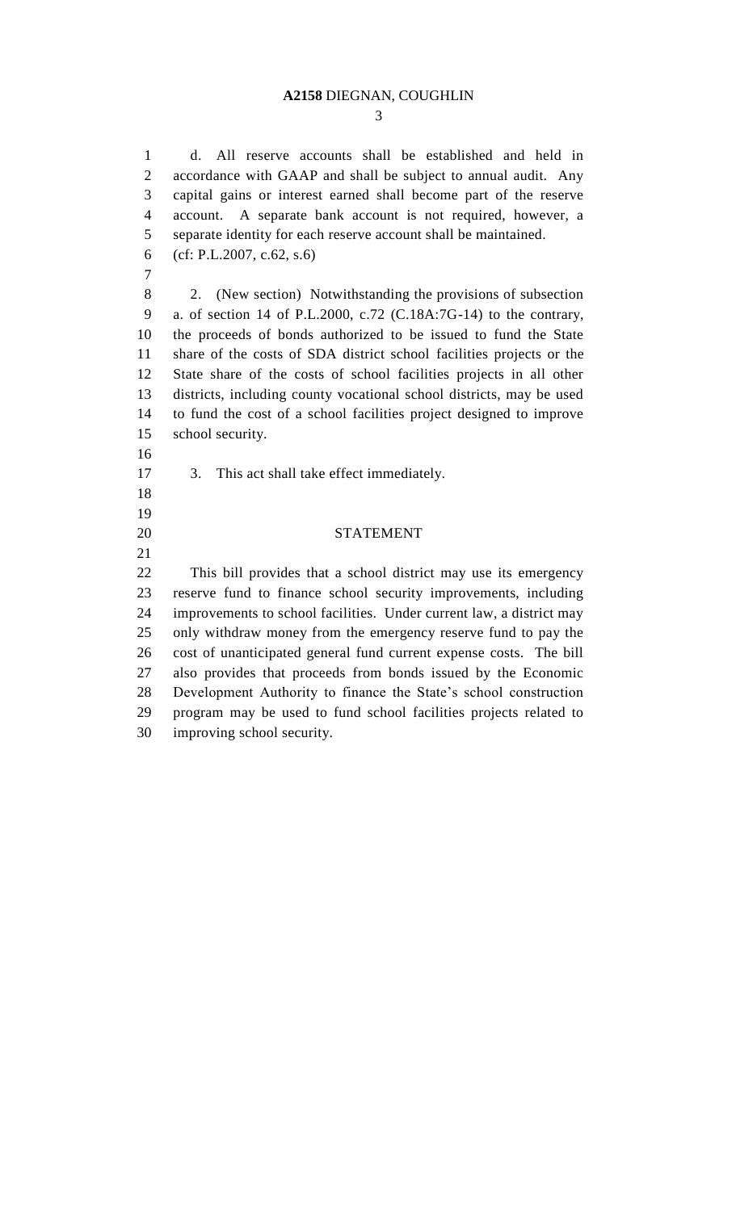d. All reserve accounts shall be established and held in accordance with GAAP and shall be subject to annual audit. Any capital gains or interest earned shall become part of the reserve account. A separate bank account is not required, however, a separate identity for each reserve account shall be maintained.

(cf: P.L.2007, c.62, s.6)

2. (New section) Notwithstanding the provisions of subsection a. of section 14 of P.L.2000, c.72 (C.18A:7G-14) to the contrary, the proceeds of bonds authorized to be issued to fund the State share of the costs of SDA district school facilities projects or the State share of the costs of school facilities projects in all other districts, including county vocational school districts, may be used to fund the cost of a school facilities project designed to improve school security.

3. This act shall take effect immediately.

## STATEMENT

This bill provides that a school district may use its emergency reserve fund to finance school security improvements, including improvements to school facilities. Under current law, a district may only withdraw money from the emergency reserve fund to pay the cost of unanticipated general fund current expense costs. The bill also provides that proceeds from bonds issued by the Economic Development Authority to finance the State's school construction program may be used to fund school facilities projects related to improving school security.